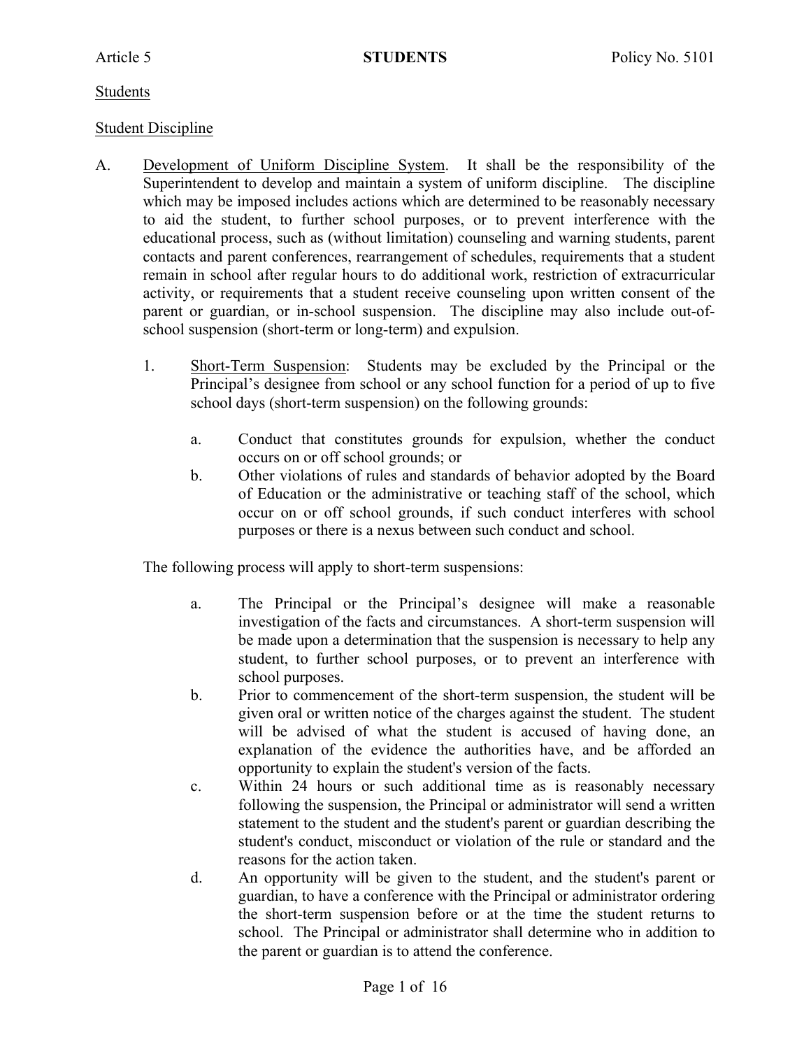Article 5 **STUDENTS** Policy No. 5101

Students

Student Discipline

A. Development of Uniform Discipline System. It shall be the responsibility of the Superintendent to develop and maintain a system of uniform discipline. The discipline which may be imposed includes actions which are determined to be reasonably necessary to aid the student, to further school purposes, or to prevent interference with the educational process, such as (without limitation) counseling and warning students, parent contacts and parent conferences, rearrangement of schedules, requirements that a student remain in school after regular hours to do additional work, restriction of extracurricular activity, or requirements that a student receive counseling upon written consent of the parent or guardian, or in-school suspension. The discipline may also include out-of-school suspension (short-term or long-term) and expulsion.

   1. Short-Term Suspension: Students may be excluded by the Principal or the Principal's designee from school or any school function for a period of up to five school days (short-term suspension) on the following grounds:

      a. Conduct that constitutes grounds for expulsion, whether the conduct occurs on or off school grounds; or
      b. Other violations of rules and standards of behavior adopted by the Board of Education or the administrative or teaching staff of the school, which occur on or off school grounds, if such conduct interferes with school purposes or there is a nexus between such conduct and school.

   The following process will apply to short-term suspensions:

      a. The Principal or the Principal's designee will make a reasonable investigation of the facts and circumstances. A short-term suspension will be made upon a determination that the suspension is necessary to help any student, to further school purposes, or to prevent an interference with school purposes.
      b. Prior to commencement of the short-term suspension, the student will be given oral or written notice of the charges against the student. The student will be advised of what the student is accused of having done, an explanation of the evidence the authorities have, and be afforded an opportunity to explain the student's version of the facts.
      c. Within 24 hours or such additional time as is reasonably necessary following the suspension, the Principal or administrator will send a written statement to the student and the student's parent or guardian describing the student's conduct, misconduct or violation of the rule or standard and the reasons for the action taken.
      d. An opportunity will be given to the student, and the student's parent or guardian, to have a conference with the Principal or administrator ordering the short-term suspension before or at the time the student returns to school. The Principal or administrator shall determine who in addition to the parent or guardian is to attend the conference.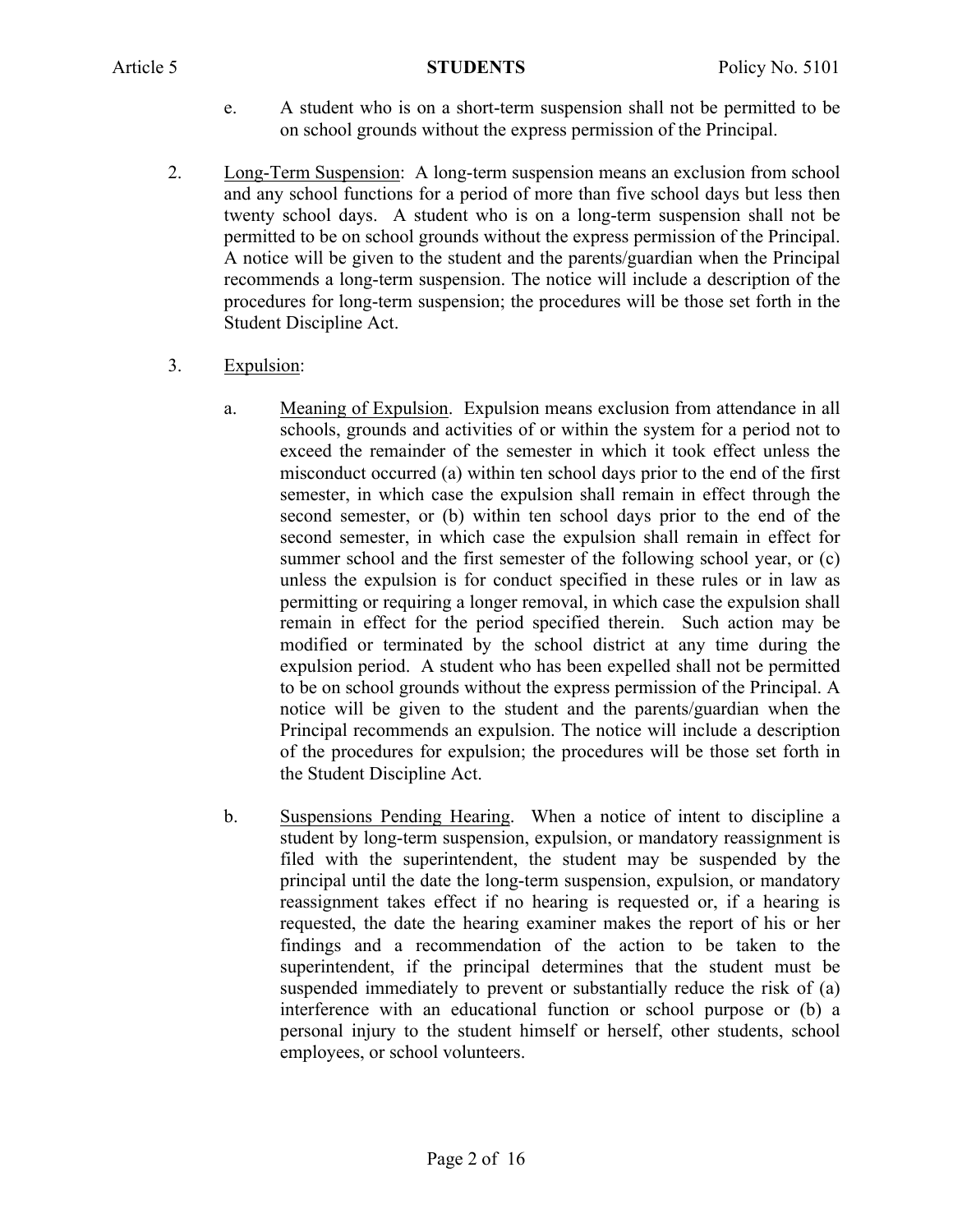e. A student who is on a short-term suspension shall not be permitted to be on school grounds without the express permission of the Principal.

2. Long-Term Suspension: A long-term suspension means an exclusion from school and any school functions for a period of more than five school days but less then twenty school days. A student who is on a long-term suspension shall not be permitted to be on school grounds without the express permission of the Principal. A notice will be given to the student and the parents/guardian when the Principal recommends a long-term suspension. The notice will include a description of the procedures for long-term suspension; the procedures will be those set forth in the Student Discipline Act.

3. Expulsion:

   a. Meaning of Expulsion. Expulsion means exclusion from attendance in all schools, grounds and activities of or within the system for a period not to exceed the remainder of the semester in which it took effect unless the misconduct occurred (a) within ten school days prior to the end of the first semester, in which case the expulsion shall remain in effect through the second semester, or (b) within ten school days prior to the end of the second semester, in which case the expulsion shall remain in effect for summer school and the first semester of the following school year, or (c) unless the expulsion is for conduct specified in these rules or in law as permitting or requiring a longer removal, in which case the expulsion shall remain in effect for the period specified therein. Such action may be modified or terminated by the school district at any time during the expulsion period. A student who has been expelled shall not be permitted to be on school grounds without the express permission of the Principal. A notice will be given to the student and the parents/guardian when the Principal recommends an expulsion. The notice will include a description of the procedures for expulsion; the procedures will be those set forth in the Student Discipline Act.

   b. Suspensions Pending Hearing. When a notice of intent to discipline a student by long-term suspension, expulsion, or mandatory reassignment is filed with the superintendent, the student may be suspended by the principal until the date the long-term suspension, expulsion, or mandatory reassignment takes effect if no hearing is requested or, if a hearing is requested, the date the hearing examiner makes the report of his or her findings and a recommendation of the action to be taken to the superintendent, if the principal determines that the student must be suspended immediately to prevent or substantially reduce the risk of (a) interference with an educational function or school purpose or (b) a personal injury to the student himself or herself, other students, school employees, or school volunteers.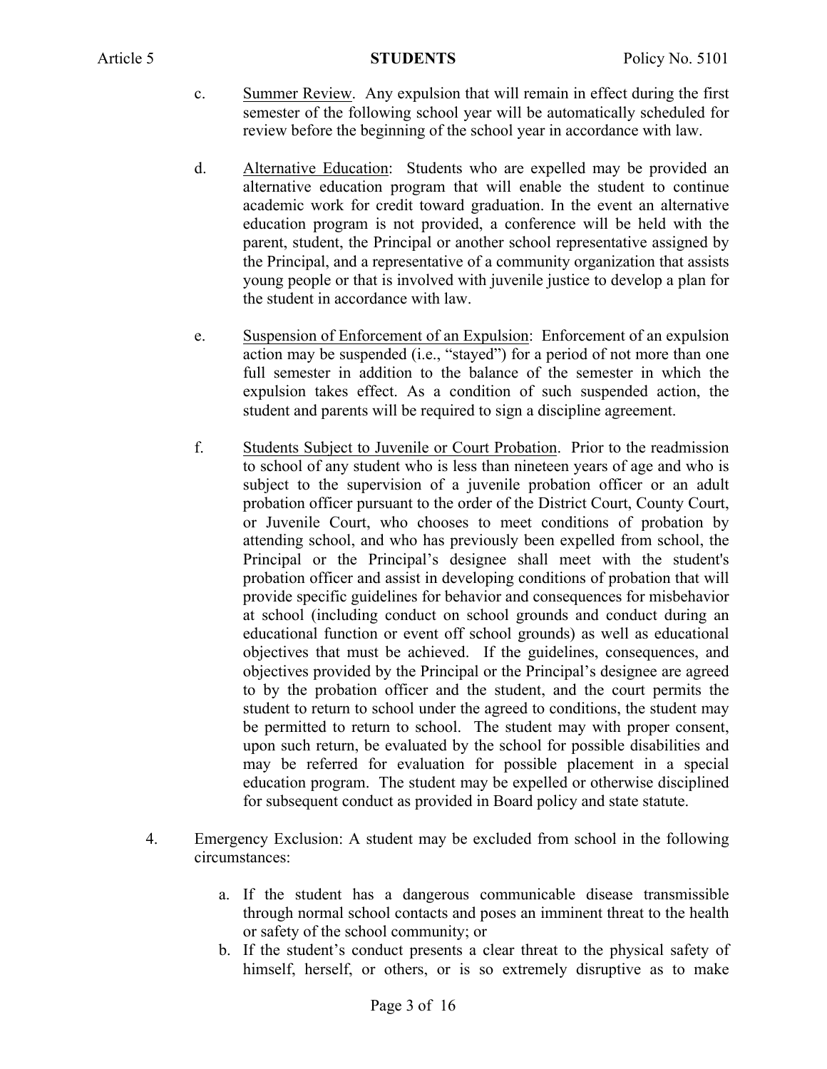c. <u>Summer Review</u>. Any expulsion that will remain in effect during the first semester of the following school year will be automatically scheduled for review before the beginning of the school year in accordance with law.

d. <u>Alternative Education</u>: Students who are expelled may be provided an alternative education program that will enable the student to continue academic work for credit toward graduation. In the event an alternative education program is not provided, a conference will be held with the parent, student, the Principal or another school representative assigned by the Principal, and a representative of a community organization that assists young people or that is involved with juvenile justice to develop a plan for the student in accordance with law.

e. <u>Suspension of Enforcement of an Expulsion</u>: Enforcement of an expulsion action may be suspended (i.e., "stayed") for a period of not more than one full semester in addition to the balance of the semester in which the expulsion takes effect. As a condition of such suspended action, the student and parents will be required to sign a discipline agreement.

f. <u>Students Subject to Juvenile or Court Probation</u>. Prior to the readmission to school of any student who is less than nineteen years of age and who is subject to the supervision of a juvenile probation officer or an adult probation officer pursuant to the order of the District Court, County Court, or Juvenile Court, who chooses to meet conditions of probation by attending school, and who has previously been expelled from school, the Principal or the Principal's designee shall meet with the student's probation officer and assist in developing conditions of probation that will provide specific guidelines for behavior and consequences for misbehavior at school (including conduct on school grounds and conduct during an educational function or event off school grounds) as well as educational objectives that must be achieved. If the guidelines, consequences, and objectives provided by the Principal or the Principal's designee are agreed to by the probation officer and the student, and the court permits the student to return to school under the agreed to conditions, the student may be permitted to return to school. The student may with proper consent, upon such return, be evaluated by the school for possible disabilities and may be referred for evaluation for possible placement in a special education program. The student may be expelled or otherwise disciplined for subsequent conduct as provided in Board policy and state statute.

4. Emergency Exclusion: A student may be excluded from school in the following circumstances:

   a. If the student has a dangerous communicable disease transmissible through normal school contacts and poses an imminent threat to the health or safety of the school community; or
   b. If the student's conduct presents a clear threat to the physical safety of himself, herself, or others, or is so extremely disruptive as to make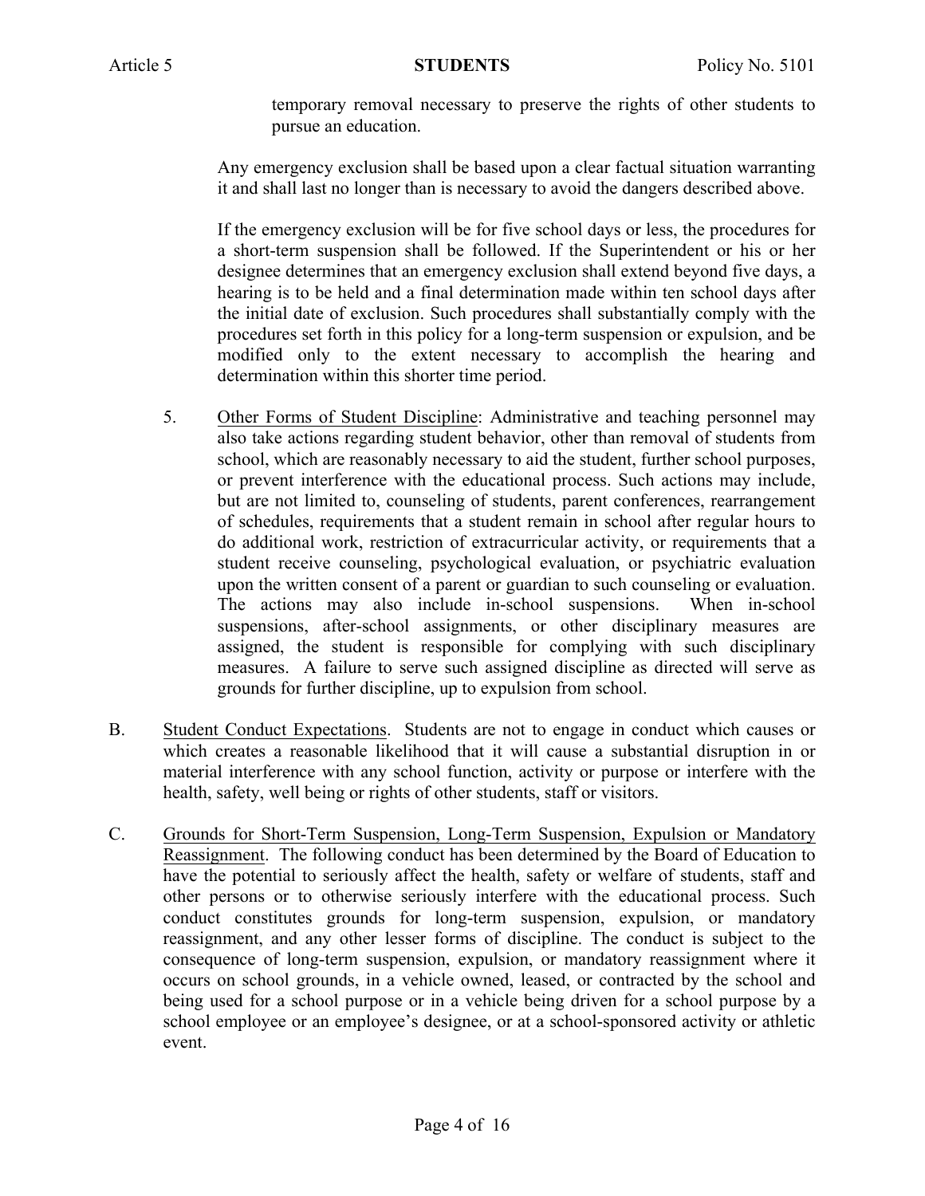temporary removal necessary to preserve the rights of other students to pursue an education.

Any emergency exclusion shall be based upon a clear factual situation warranting it and shall last no longer than is necessary to avoid the dangers described above.

If the emergency exclusion will be for five school days or less, the procedures for a short-term suspension shall be followed. If the Superintendent or his or her designee determines that an emergency exclusion shall extend beyond five days, a hearing is to be held and a final determination made within ten school days after the initial date of exclusion. Such procedures shall substantially comply with the procedures set forth in this policy for a long-term suspension or expulsion, and be modified only to the extent necessary to accomplish the hearing and determination within this shorter time period.

5. Other Forms of Student Discipline: Administrative and teaching personnel may also take actions regarding student behavior, other than removal of students from school, which are reasonably necessary to aid the student, further school purposes, or prevent interference with the educational process. Such actions may include, but are not limited to, counseling of students, parent conferences, rearrangement of schedules, requirements that a student remain in school after regular hours to do additional work, restriction of extracurricular activity, or requirements that a student receive counseling, psychological evaluation, or psychiatric evaluation upon the written consent of a parent or guardian to such counseling or evaluation. The actions may also include in-school suspensions. When in-school suspensions, after-school assignments, or other disciplinary measures are assigned, the student is responsible for complying with such disciplinary measures. A failure to serve such assigned discipline as directed will serve as grounds for further discipline, up to expulsion from school.

B. Student Conduct Expectations. Students are not to engage in conduct which causes or which creates a reasonable likelihood that it will cause a substantial disruption in or material interference with any school function, activity or purpose or interfere with the health, safety, well being or rights of other students, staff or visitors.

C. Grounds for Short-Term Suspension, Long-Term Suspension, Expulsion or Mandatory Reassignment. The following conduct has been determined by the Board of Education to have the potential to seriously affect the health, safety or welfare of students, staff and other persons or to otherwise seriously interfere with the educational process. Such conduct constitutes grounds for long-term suspension, expulsion, or mandatory reassignment, and any other lesser forms of discipline. The conduct is subject to the consequence of long-term suspension, expulsion, or mandatory reassignment where it occurs on school grounds, in a vehicle owned, leased, or contracted by the school and being used for a school purpose or in a vehicle being driven for a school purpose by a school employee or an employee's designee, or at a school-sponsored activity or athletic event.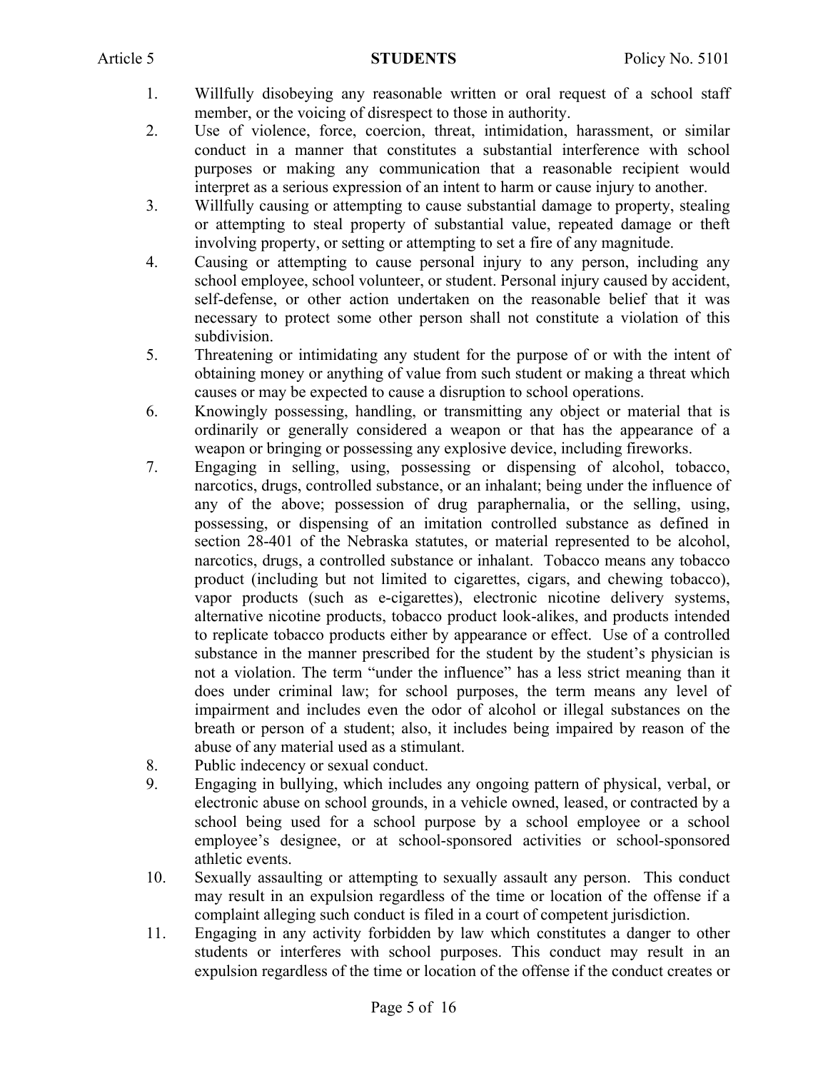1. Willfully disobeying any reasonable written or oral request of a school staff member, or the voicing of disrespect to those in authority.
2. Use of violence, force, coercion, threat, intimidation, harassment, or similar conduct in a manner that constitutes a substantial interference with school purposes or making any communication that a reasonable recipient would interpret as a serious expression of an intent to harm or cause injury to another.
3. Willfully causing or attempting to cause substantial damage to property, stealing or attempting to steal property of substantial value, repeated damage or theft involving property, or setting or attempting to set a fire of any magnitude.
4. Causing or attempting to cause personal injury to any person, including any school employee, school volunteer, or student. Personal injury caused by accident, self-defense, or other action undertaken on the reasonable belief that it was necessary to protect some other person shall not constitute a violation of this subdivision.
5. Threatening or intimidating any student for the purpose of or with the intent of obtaining money or anything of value from such student or making a threat which causes or may be expected to cause a disruption to school operations.
6. Knowingly possessing, handling, or transmitting any object or material that is ordinarily or generally considered a weapon or that has the appearance of a weapon or bringing or possessing any explosive device, including fireworks.
7. Engaging in selling, using, possessing or dispensing of alcohol, tobacco, narcotics, drugs, controlled substance, or an inhalant; being under the influence of any of the above; possession of drug paraphernalia, or the selling, using, possessing, or dispensing of an imitation controlled substance as defined in section 28-401 of the Nebraska statutes, or material represented to be alcohol, narcotics, drugs, a controlled substance or inhalant. Tobacco means any tobacco product (including but not limited to cigarettes, cigars, and chewing tobacco), vapor products (such as e-cigarettes), electronic nicotine delivery systems, alternative nicotine products, tobacco product look-alikes, and products intended to replicate tobacco products either by appearance or effect. Use of a controlled substance in the manner prescribed for the student by the student's physician is not a violation. The term "under the influence" has a less strict meaning than it does under criminal law; for school purposes, the term means any level of impairment and includes even the odor of alcohol or illegal substances on the breath or person of a student; also, it includes being impaired by reason of the abuse of any material used as a stimulant.
8. Public indecency or sexual conduct.
9. Engaging in bullying, which includes any ongoing pattern of physical, verbal, or electronic abuse on school grounds, in a vehicle owned, leased, or contracted by a school being used for a school purpose by a school employee or a school employee's designee, or at school-sponsored activities or school-sponsored athletic events.
10. Sexually assaulting or attempting to sexually assault any person. This conduct may result in an expulsion regardless of the time or location of the offense if a complaint alleging such conduct is filed in a court of competent jurisdiction.
11. Engaging in any activity forbidden by law which constitutes a danger to other students or interferes with school purposes. This conduct may result in an expulsion regardless of the time or location of the offense if the conduct creates or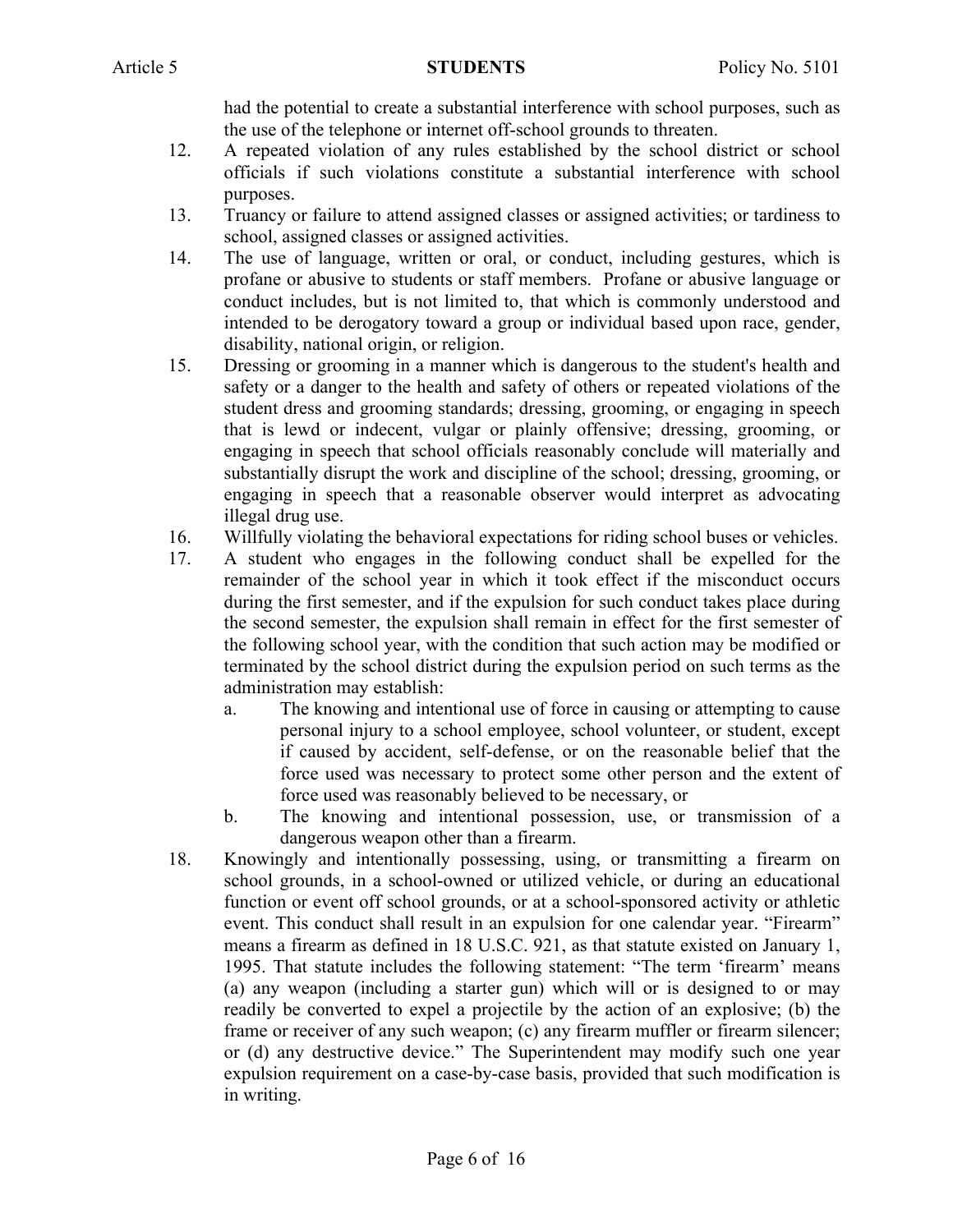had the potential to create a substantial interference with school purposes, such as the use of the telephone or internet off-school grounds to threaten.

12. A repeated violation of any rules established by the school district or school officials if such violations constitute a substantial interference with school purposes.
13. Truancy or failure to attend assigned classes or assigned activities; or tardiness to school, assigned classes or assigned activities.
14. The use of language, written or oral, or conduct, including gestures, which is profane or abusive to students or staff members. Profane or abusive language or conduct includes, but is not limited to, that which is commonly understood and intended to be derogatory toward a group or individual based upon race, gender, disability, national origin, or religion.
15. Dressing or grooming in a manner which is dangerous to the student's health and safety or a danger to the health and safety of others or repeated violations of the student dress and grooming standards; dressing, grooming, or engaging in speech that is lewd or indecent, vulgar or plainly offensive; dressing, grooming, or engaging in speech that school officials reasonably conclude will materially and substantially disrupt the work and discipline of the school; dressing, grooming, or engaging in speech that a reasonable observer would interpret as advocating illegal drug use.
16. Willfully violating the behavioral expectations for riding school buses or vehicles.
17. A student who engages in the following conduct shall be expelled for the remainder of the school year in which it took effect if the misconduct occurs during the first semester, and if the expulsion for such conduct takes place during the second semester, the expulsion shall remain in effect for the first semester of the following school year, with the condition that such action may be modified or terminated by the school district during the expulsion period on such terms as the administration may establish:
    a. The knowing and intentional use of force in causing or attempting to cause personal injury to a school employee, school volunteer, or student, except if caused by accident, self-defense, or on the reasonable belief that the force used was necessary to protect some other person and the extent of force used was reasonably believed to be necessary, or
    b. The knowing and intentional possession, use, or transmission of a dangerous weapon other than a firearm.
18. Knowingly and intentionally possessing, using, or transmitting a firearm on school grounds, in a school-owned or utilized vehicle, or during an educational function or event off school grounds, or at a school-sponsored activity or athletic event. This conduct shall result in an expulsion for one calendar year. "Firearm" means a firearm as defined in 18 U.S.C. 921, as that statute existed on January 1, 1995. That statute includes the following statement: "The term 'firearm' means (a) any weapon (including a starter gun) which will or is designed to or may readily be converted to expel a projectile by the action of an explosive; (b) the frame or receiver of any such weapon; (c) any firearm muffler or firearm silencer; or (d) any destructive device." The Superintendent may modify such one year expulsion requirement on a case-by-case basis, provided that such modification is in writing.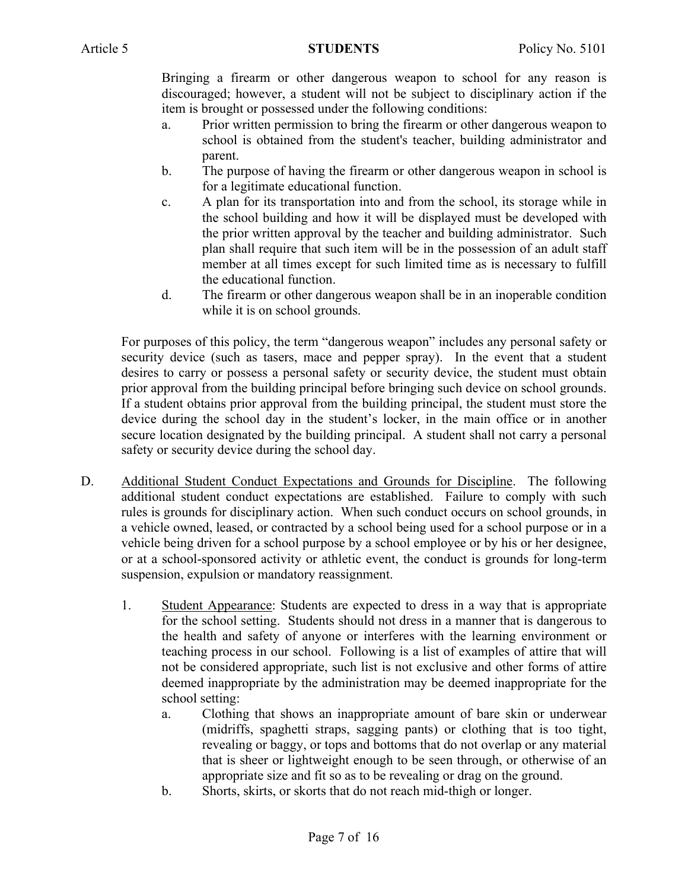Bringing a firearm or other dangerous weapon to school for any reason is discouraged; however, a student will not be subject to disciplinary action if the item is brought or possessed under the following conditions:

a. Prior written permission to bring the firearm or other dangerous weapon to school is obtained from the student's teacher, building administrator and parent.
b. The purpose of having the firearm or other dangerous weapon in school is for a legitimate educational function.
c. A plan for its transportation into and from the school, its storage while in the school building and how it will be displayed must be developed with the prior written approval by the teacher and building administrator. Such plan shall require that such item will be in the possession of an adult staff member at all times except for such limited time as is necessary to fulfill the educational function.
d. The firearm or other dangerous weapon shall be in an inoperable condition while it is on school grounds.

For purposes of this policy, the term "dangerous weapon" includes any personal safety or security device (such as tasers, mace and pepper spray). In the event that a student desires to carry or possess a personal safety or security device, the student must obtain prior approval from the building principal before bringing such device on school grounds. If a student obtains prior approval from the building principal, the student must store the device during the school day in the student's locker, in the main office or in another secure location designated by the building principal. A student shall not carry a personal safety or security device during the school day.

D. Additional Student Conduct Expectations and Grounds for Discipline. The following additional student conduct expectations are established. Failure to comply with such rules is grounds for disciplinary action. When such conduct occurs on school grounds, in a vehicle owned, leased, or contracted by a school being used for a school purpose or in a vehicle being driven for a school purpose by a school employee or by his or her designee, or at a school-sponsored activity or athletic event, the conduct is grounds for long-term suspension, expulsion or mandatory reassignment.

1. Student Appearance: Students are expected to dress in a way that is appropriate for the school setting. Students should not dress in a manner that is dangerous to the health and safety of anyone or interferes with the learning environment or teaching process in our school. Following is a list of examples of attire that will not be considered appropriate, such list is not exclusive and other forms of attire deemed inappropriate by the administration may be deemed inappropriate for the school setting:

   a. Clothing that shows an inappropriate amount of bare skin or underwear (midriffs, spaghetti straps, sagging pants) or clothing that is too tight, revealing or baggy, or tops and bottoms that do not overlap or any material that is sheer or lightweight enough to be seen through, or otherwise of an appropriate size and fit so as to be revealing or drag on the ground.
   b. Shorts, skirts, or skorts that do not reach mid-thigh or longer.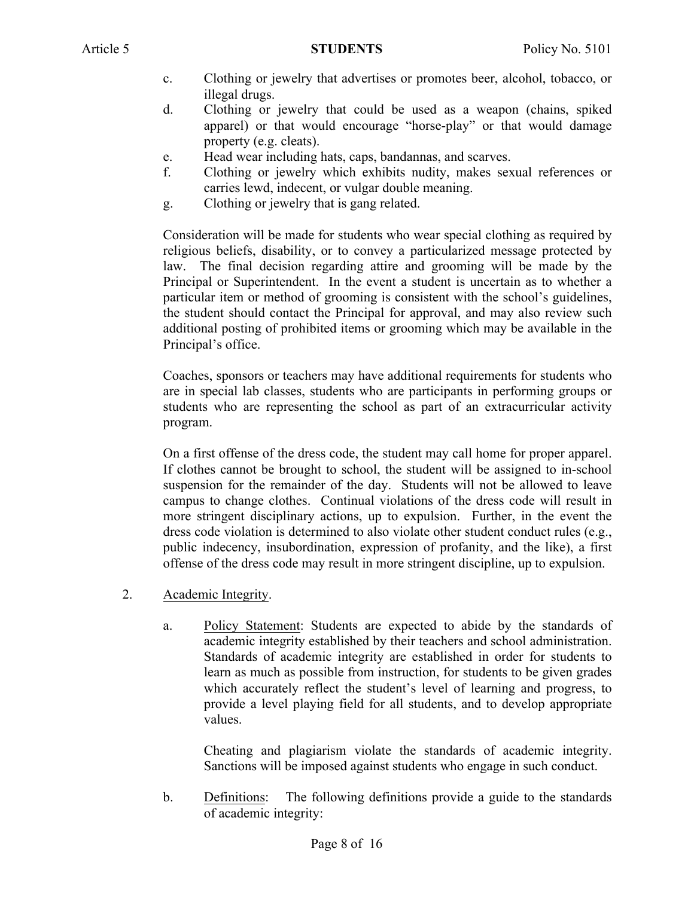c. Clothing or jewelry that advertises or promotes beer, alcohol, tobacco, or illegal drugs.
d. Clothing or jewelry that could be used as a weapon (chains, spiked apparel) or that would encourage "horse-play" or that would damage property (e.g. cleats).
e. Head wear including hats, caps, bandannas, and scarves.
f. Clothing or jewelry which exhibits nudity, makes sexual references or carries lewd, indecent, or vulgar double meaning.
g. Clothing or jewelry that is gang related.

Consideration will be made for students who wear special clothing as required by religious beliefs, disability, or to convey a particularized message protected by law. The final decision regarding attire and grooming will be made by the Principal or Superintendent. In the event a student is uncertain as to whether a particular item or method of grooming is consistent with the school's guidelines, the student should contact the Principal for approval, and may also review such additional posting of prohibited items or grooming which may be available in the Principal's office.

Coaches, sponsors or teachers may have additional requirements for students who are in special lab classes, students who are participants in performing groups or students who are representing the school as part of an extracurricular activity program.

On a first offense of the dress code, the student may call home for proper apparel. If clothes cannot be brought to school, the student will be assigned to in-school suspension for the remainder of the day. Students will not be allowed to leave campus to change clothes. Continual violations of the dress code will result in more stringent disciplinary actions, up to expulsion. Further, in the event the dress code violation is determined to also violate other student conduct rules (e.g., public indecency, insubordination, expression of profanity, and the like), a first offense of the dress code may result in more stringent discipline, up to expulsion.

2. Academic Integrity.

a. Policy Statement: Students are expected to abide by the standards of academic integrity established by their teachers and school administration. Standards of academic integrity are established in order for students to learn as much as possible from instruction, for students to be given grades which accurately reflect the student's level of learning and progress, to provide a level playing field for all students, and to develop appropriate values.

   Cheating and plagiarism violate the standards of academic integrity. Sanctions will be imposed against students who engage in such conduct.

b. Definitions: The following definitions provide a guide to the standards of academic integrity: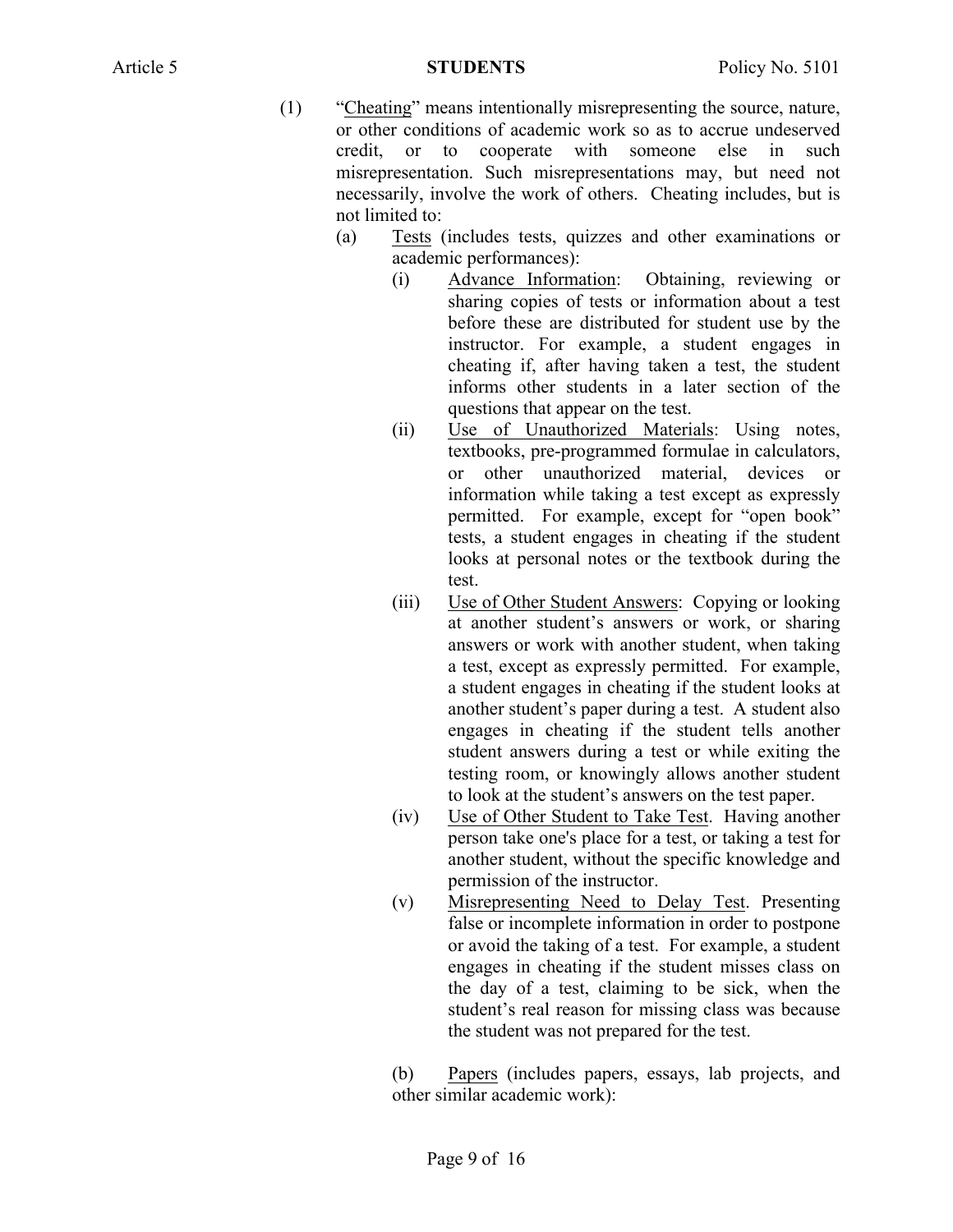(1) "Cheating" means intentionally misrepresenting the source, nature, or other conditions of academic work so as to accrue undeserved credit, or to cooperate with someone else in such misrepresentation. Such misrepresentations may, but need not necessarily, involve the work of others. Cheating includes, but is not limited to:

(a) Tests (includes tests, quizzes and other examinations or academic performances):

(i) Advance Information: Obtaining, reviewing or sharing copies of tests or information about a test before these are distributed for student use by the instructor. For example, a student engages in cheating if, after having taken a test, the student informs other students in a later section of the questions that appear on the test.

(ii) Use of Unauthorized Materials: Using notes, textbooks, pre-programmed formulae in calculators, or other unauthorized material, devices or information while taking a test except as expressly permitted. For example, except for "open book" tests, a student engages in cheating if the student looks at personal notes or the textbook during the test.

(iii) Use of Other Student Answers: Copying or looking at another student's answers or work, or sharing answers or work with another student, when taking a test, except as expressly permitted. For example, a student engages in cheating if the student looks at another student's paper during a test. A student also engages in cheating if the student tells another student answers during a test or while exiting the testing room, or knowingly allows another student to look at the student's answers on the test paper.

(iv) Use of Other Student to Take Test. Having another person take one's place for a test, or taking a test for another student, without the specific knowledge and permission of the instructor.

(v) Misrepresenting Need to Delay Test. Presenting false or incomplete information in order to postpone or avoid the taking of a test. For example, a student engages in cheating if the student misses class on the day of a test, claiming to be sick, when the student's real reason for missing class was because the student was not prepared for the test.

(b) Papers (includes papers, essays, lab projects, and other similar academic work):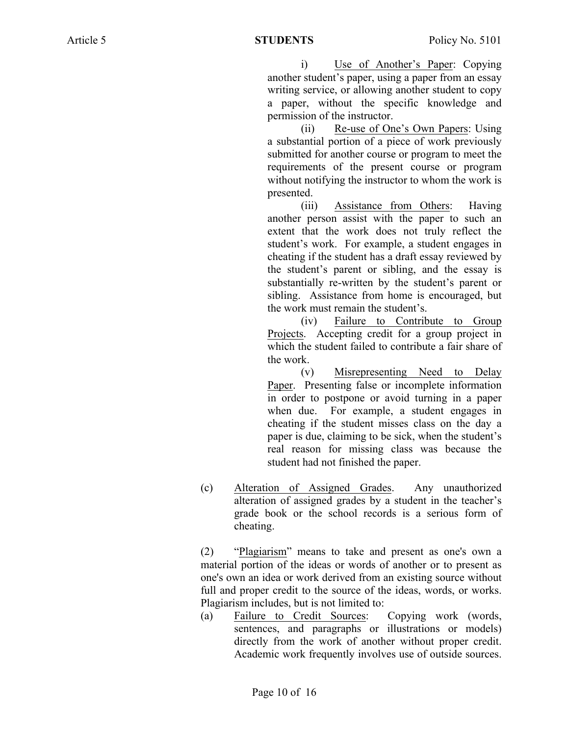i) <u>Use of Another's Paper</u>: Copying another student's paper, using a paper from an essay writing service, or allowing another student to copy a paper, without the specific knowledge and permission of the instructor.

(ii) <u>Re-use of One's Own Papers</u>: Using a substantial portion of a piece of work previously submitted for another course or program to meet the requirements of the present course or program without notifying the instructor to whom the work is presented.

(iii) <u>Assistance from Others</u>: Having another person assist with the paper to such an extent that the work does not truly reflect the student's work. For example, a student engages in cheating if the student has a draft essay reviewed by the student's parent or sibling, and the essay is substantially re-written by the student's parent or sibling. Assistance from home is encouraged, but the work must remain the student's.

(iv) <u>Failure to Contribute to Group Projects</u>. Accepting credit for a group project in which the student failed to contribute a fair share of the work.

(v) <u>Misrepresenting Need to Delay Paper</u>. Presenting false or incomplete information in order to postpone or avoid turning in a paper when due. For example, a student engages in cheating if the student misses class on the day a paper is due, claiming to be sick, when the student's real reason for missing class was because the student had not finished the paper.

(c) <u>Alteration of Assigned Grades</u>. Any unauthorized alteration of assigned grades by a student in the teacher's grade book or the school records is a serious form of cheating.

(2) "<u>Plagiarism</u>" means to take and present as one's own a material portion of the ideas or words of another or to present as one's own an idea or work derived from an existing source without full and proper credit to the source of the ideas, words, or works. Plagiarism includes, but is not limited to:

(a) <u>Failure to Credit Sources</u>: Copying work (words, sentences, and paragraphs or illustrations or models) directly from the work of another without proper credit. Academic work frequently involves use of outside sources.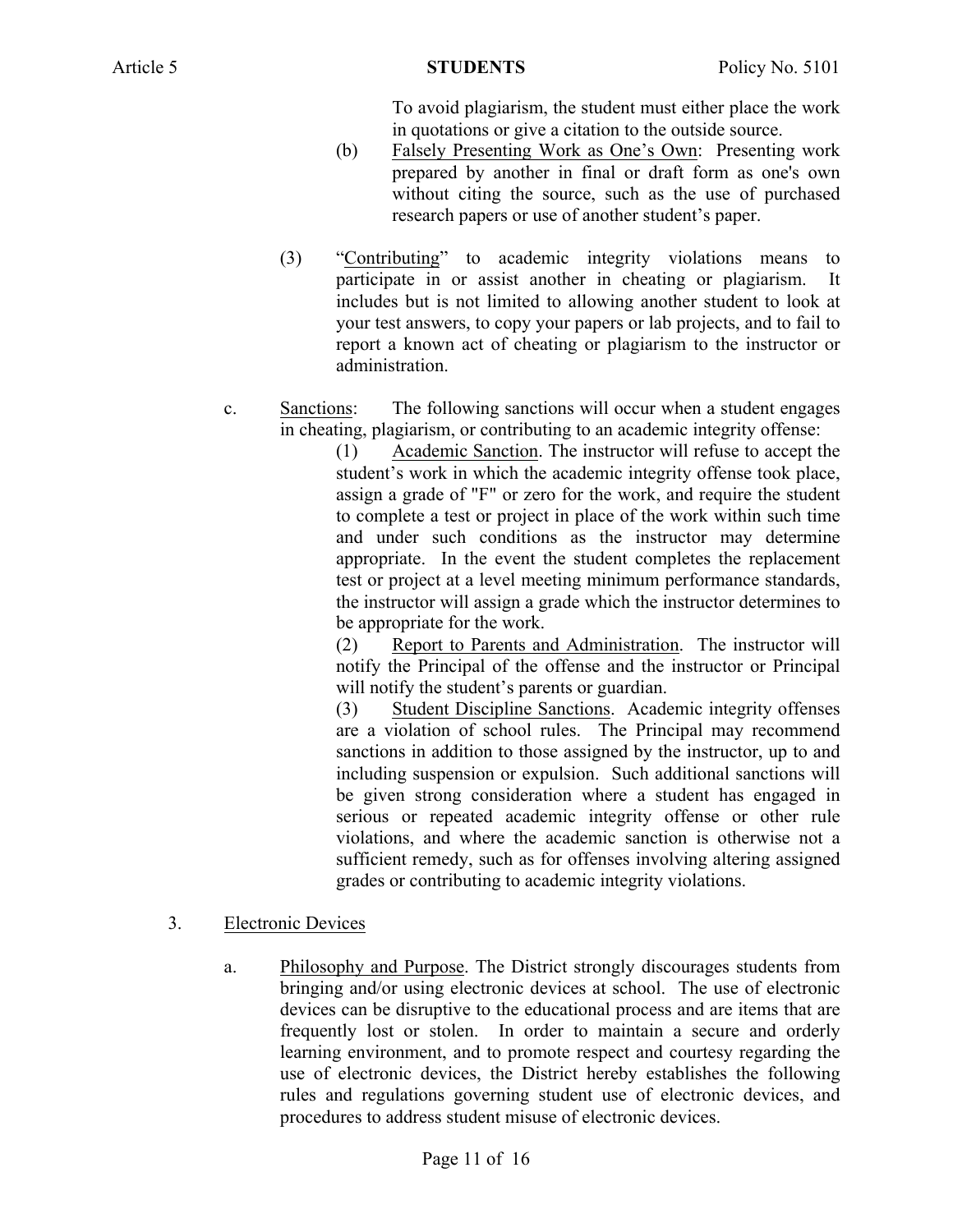To avoid plagiarism, the student must either place the work in quotations or give a citation to the outside source.

(b) Falsely Presenting Work as One's Own: Presenting work prepared by another in final or draft form as one's own without citing the source, such as the use of purchased research papers or use of another student's paper.

(3) "Contributing" to academic integrity violations means to participate in or assist another in cheating or plagiarism. It includes but is not limited to allowing another student to look at your test answers, to copy your papers or lab projects, and to fail to report a known act of cheating or plagiarism to the instructor or administration.

c. Sanctions: The following sanctions will occur when a student engages in cheating, plagiarism, or contributing to an academic integrity offense:

(1) Academic Sanction. The instructor will refuse to accept the student's work in which the academic integrity offense took place, assign a grade of "F" or zero for the work, and require the student to complete a test or project in place of the work within such time and under such conditions as the instructor may determine appropriate. In the event the student completes the replacement test or project at a level meeting minimum performance standards, the instructor will assign a grade which the instructor determines to be appropriate for the work.

(2) Report to Parents and Administration. The instructor will notify the Principal of the offense and the instructor or Principal will notify the student's parents or guardian.

(3) Student Discipline Sanctions. Academic integrity offenses are a violation of school rules. The Principal may recommend sanctions in addition to those assigned by the instructor, up to and including suspension or expulsion. Such additional sanctions will be given strong consideration where a student has engaged in serious or repeated academic integrity offense or other rule violations, and where the academic sanction is otherwise not a sufficient remedy, such as for offenses involving altering assigned grades or contributing to academic integrity violations.

3. Electronic Devices

a. Philosophy and Purpose. The District strongly discourages students from bringing and/or using electronic devices at school. The use of electronic devices can be disruptive to the educational process and are items that are frequently lost or stolen. In order to maintain a secure and orderly learning environment, and to promote respect and courtesy regarding the use of electronic devices, the District hereby establishes the following rules and regulations governing student use of electronic devices, and procedures to address student misuse of electronic devices.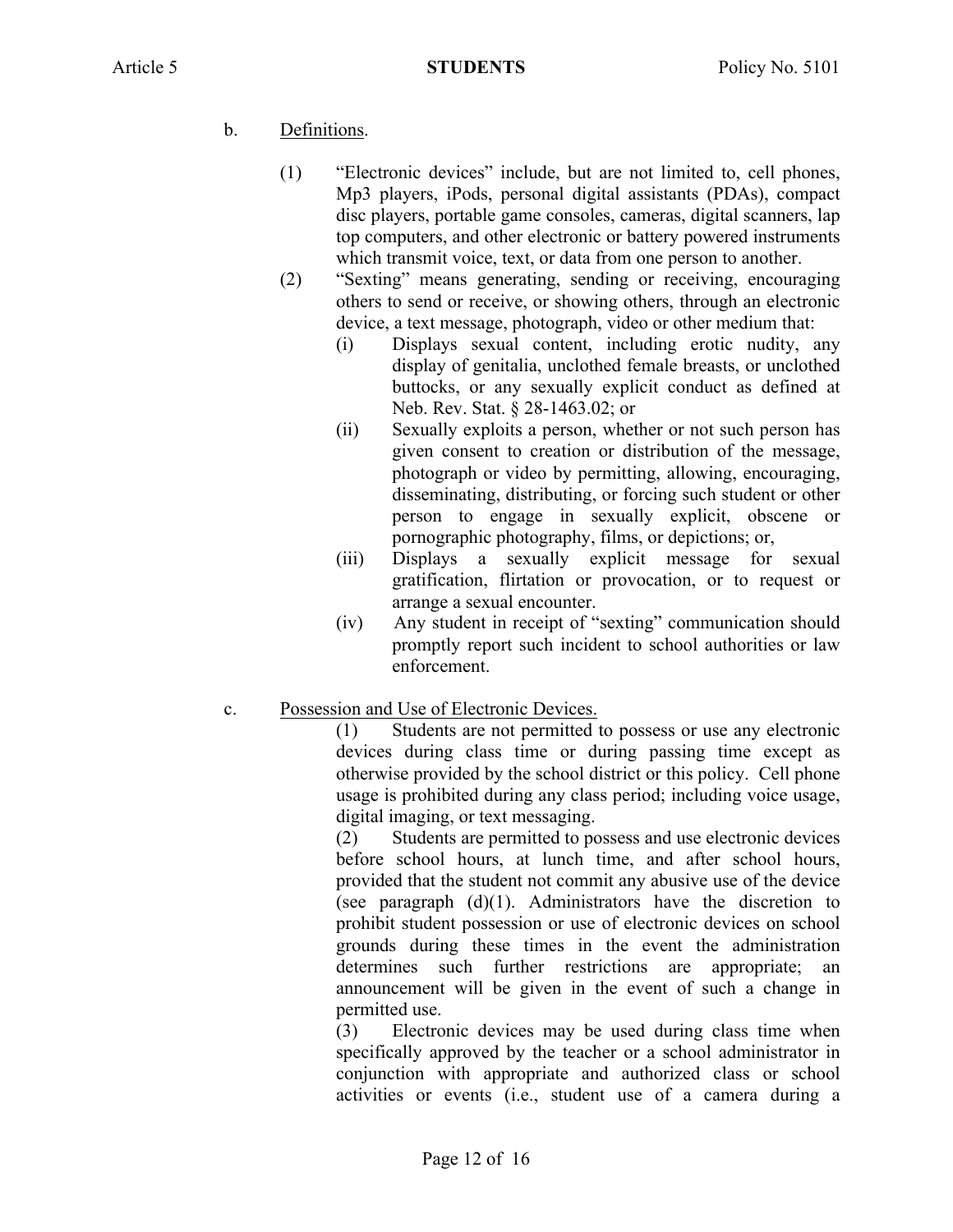b. Definitions.

(1) "Electronic devices" include, but are not limited to, cell phones, Mp3 players, iPods, personal digital assistants (PDAs), compact disc players, portable game consoles, cameras, digital scanners, lap top computers, and other electronic or battery powered instruments which transmit voice, text, or data from one person to another.

(2) "Sexting" means generating, sending or receiving, encouraging others to send or receive, or showing others, through an electronic device, a text message, photograph, video or other medium that:

(i) Displays sexual content, including erotic nudity, any display of genitalia, unclothed female breasts, or unclothed buttocks, or any sexually explicit conduct as defined at Neb. Rev. Stat. § 28-1463.02; or

(ii) Sexually exploits a person, whether or not such person has given consent to creation or distribution of the message, photograph or video by permitting, allowing, encouraging, disseminating, distributing, or forcing such student or other person to engage in sexually explicit, obscene or pornographic photography, films, or depictions; or,

(iii) Displays a sexually explicit message for sexual gratification, flirtation or provocation, or to request or arrange a sexual encounter.

(iv) Any student in receipt of "sexting" communication should promptly report such incident to school authorities or law enforcement.

c. Possession and Use of Electronic Devices.

(1) Students are not permitted to possess or use any electronic devices during class time or during passing time except as otherwise provided by the school district or this policy. Cell phone usage is prohibited during any class period; including voice usage, digital imaging, or text messaging.

(2) Students are permitted to possess and use electronic devices before school hours, at lunch time, and after school hours, provided that the student not commit any abusive use of the device (see paragraph (d)(1). Administrators have the discretion to prohibit student possession or use of electronic devices on school grounds during these times in the event the administration determines such further restrictions are appropriate; an announcement will be given in the event of such a change in permitted use.

(3) Electronic devices may be used during class time when specifically approved by the teacher or a school administrator in conjunction with appropriate and authorized class or school activities or events (i.e., student use of a camera during a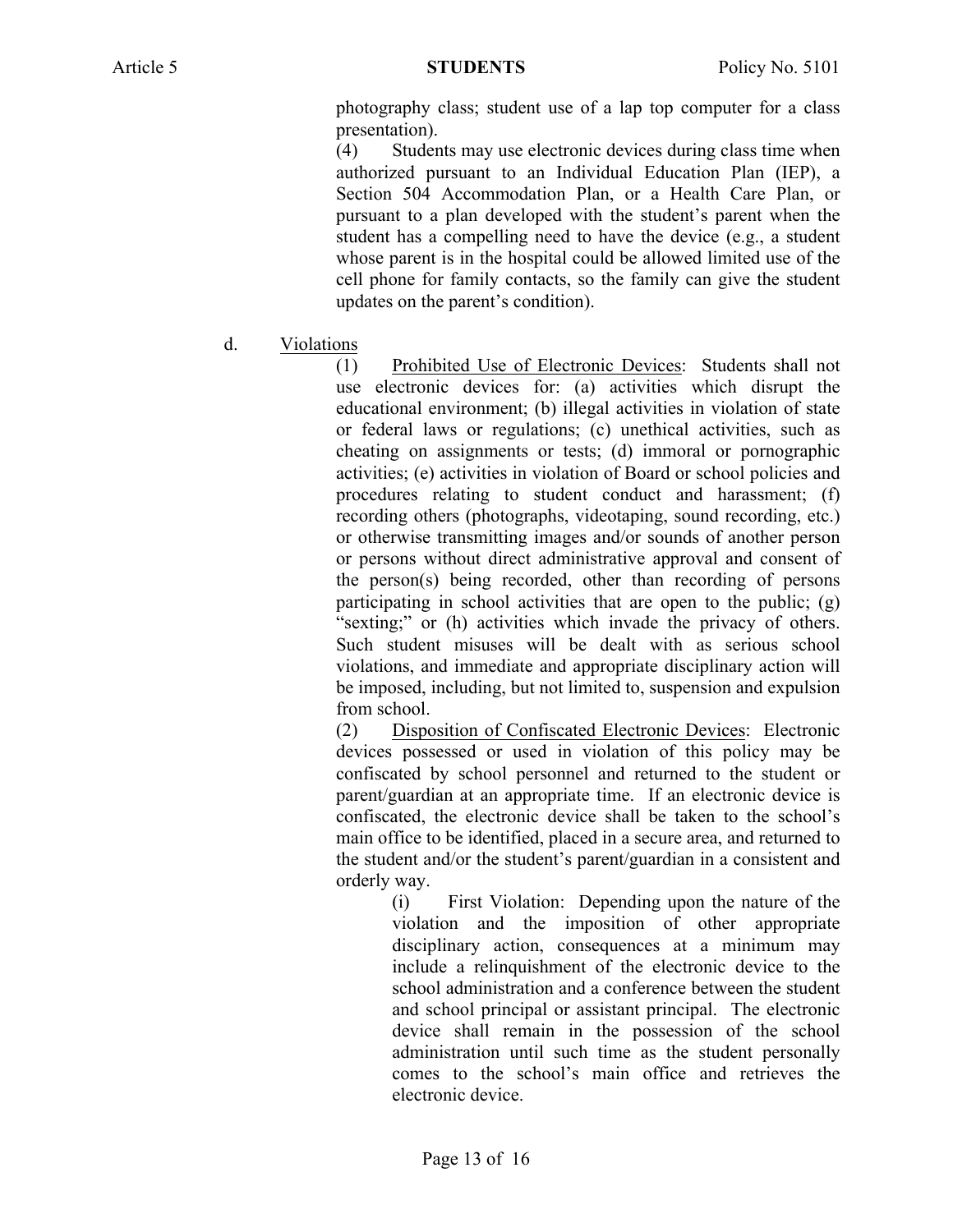photography class; student use of a lap top computer for a class presentation).

(4) Students may use electronic devices during class time when authorized pursuant to an Individual Education Plan (IEP), a Section 504 Accommodation Plan, or a Health Care Plan, or pursuant to a plan developed with the student's parent when the student has a compelling need to have the device (e.g., a student whose parent is in the hospital could be allowed limited use of the cell phone for family contacts, so the family can give the student updates on the parent's condition).

d. Violations

(1) Prohibited Use of Electronic Devices: Students shall not use electronic devices for: (a) activities which disrupt the educational environment; (b) illegal activities in violation of state or federal laws or regulations; (c) unethical activities, such as cheating on assignments or tests; (d) immoral or pornographic activities; (e) activities in violation of Board or school policies and procedures relating to student conduct and harassment; (f) recording others (photographs, videotaping, sound recording, etc.) or otherwise transmitting images and/or sounds of another person or persons without direct administrative approval and consent of the person(s) being recorded, other than recording of persons participating in school activities that are open to the public; (g) "sexting;" or (h) activities which invade the privacy of others. Such student misuses will be dealt with as serious school violations, and immediate and appropriate disciplinary action will be imposed, including, but not limited to, suspension and expulsion from school.

(2) Disposition of Confiscated Electronic Devices: Electronic devices possessed or used in violation of this policy may be confiscated by school personnel and returned to the student or parent/guardian at an appropriate time. If an electronic device is confiscated, the electronic device shall be taken to the school's main office to be identified, placed in a secure area, and returned to the student and/or the student's parent/guardian in a consistent and orderly way.

(i) First Violation: Depending upon the nature of the violation and the imposition of other appropriate disciplinary action, consequences at a minimum may include a relinquishment of the electronic device to the school administration and a conference between the student and school principal or assistant principal. The electronic device shall remain in the possession of the school administration until such time as the student personally comes to the school's main office and retrieves the electronic device.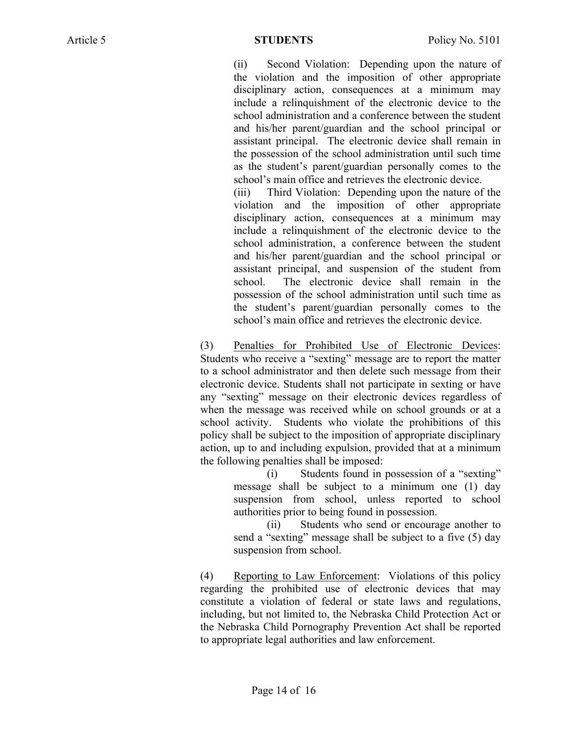(ii) Second Violation: Depending upon the nature of the violation and the imposition of other appropriate disciplinary action, consequences at a minimum may include a relinquishment of the electronic device to the school administration and a conference between the student and his/her parent/guardian and the school principal or assistant principal. The electronic device shall remain in the possession of the school administration until such time as the student's parent/guardian personally comes to the school's main office and retrieves the electronic device.

(iii) Third Violation: Depending upon the nature of the violation and the imposition of other appropriate disciplinary action, consequences at a minimum may include a relinquishment of the electronic device to the school administration, a conference between the student and his/her parent/guardian and the school principal or assistant principal, and suspension of the student from school. The electronic device shall remain in the possession of the school administration until such time as the student's parent/guardian personally comes to the school's main office and retrieves the electronic device.

(3) Penalties for Prohibited Use of Electronic Devices: Students who receive a "sexting" message are to report the matter to a school administrator and then delete such message from their electronic device. Students shall not participate in sexting or have any "sexting" message on their electronic devices regardless of when the message was received while on school grounds or at a school activity. Students who violate the prohibitions of this policy shall be subject to the imposition of appropriate disciplinary action, up to and including expulsion, provided that at a minimum the following penalties shall be imposed:

(i) Students found in possession of a "sexting" message shall be subject to a minimum one (1) day suspension from school, unless reported to school authorities prior to being found in possession.

(ii) Students who send or encourage another to send a "sexting" message shall be subject to a five (5) day suspension from school.

(4) Reporting to Law Enforcement: Violations of this policy regarding the prohibited use of electronic devices that may constitute a violation of federal or state laws and regulations, including, but not limited to, the Nebraska Child Protection Act or the Nebraska Child Pornography Prevention Act shall be reported to appropriate legal authorities and law enforcement.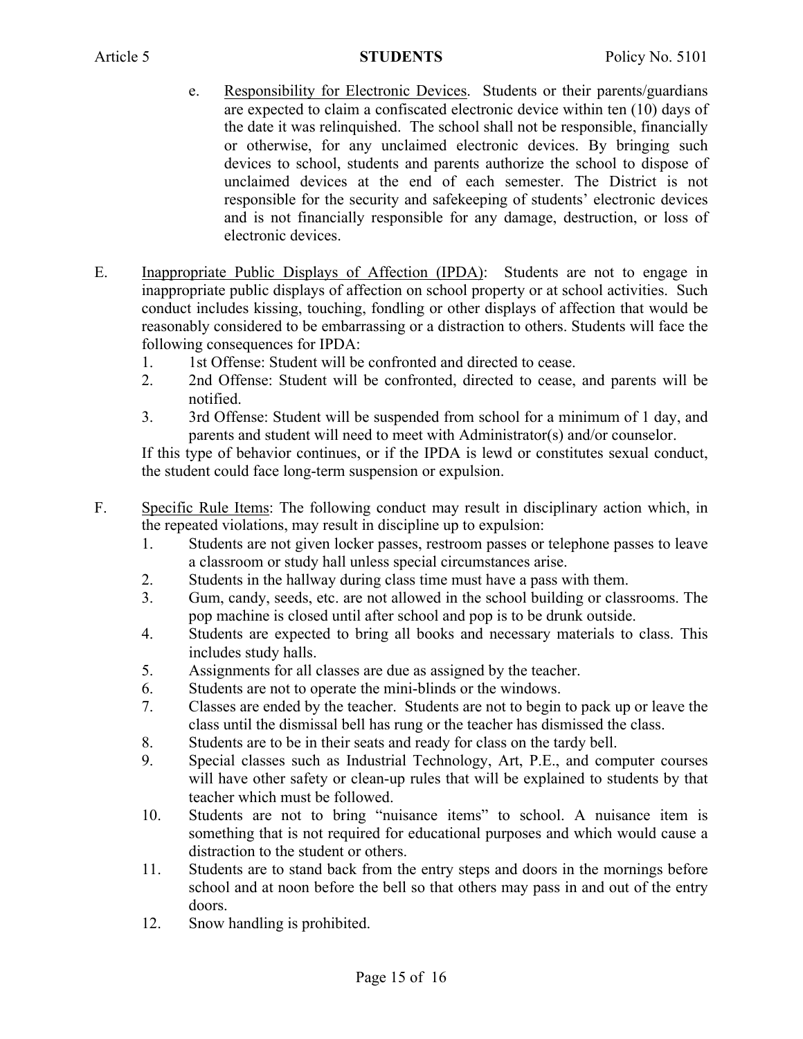e. Responsibility for Electronic Devices. Students or their parents/guardians are expected to claim a confiscated electronic device within ten (10) days of the date it was relinquished. The school shall not be responsible, financially or otherwise, for any unclaimed electronic devices. By bringing such devices to school, students and parents authorize the school to dispose of unclaimed devices at the end of each semester. The District is not responsible for the security and safekeeping of students' electronic devices and is not financially responsible for any damage, destruction, or loss of electronic devices.

E. Inappropriate Public Displays of Affection (IPDA): Students are not to engage in inappropriate public displays of affection on school property or at school activities. Such conduct includes kissing, touching, fondling or other displays of affection that would be reasonably considered to be embarrassing or a distraction to others. Students will face the following consequences for IPDA:

1. 1st Offense: Student will be confronted and directed to cease.
2. 2nd Offense: Student will be confronted, directed to cease, and parents will be notified.
3. 3rd Offense: Student will be suspended from school for a minimum of 1 day, and parents and student will need to meet with Administrator(s) and/or counselor.

If this type of behavior continues, or if the IPDA is lewd or constitutes sexual conduct, the student could face long-term suspension or expulsion.

F. Specific Rule Items: The following conduct may result in disciplinary action which, in the repeated violations, may result in discipline up to expulsion:

1. Students are not given locker passes, restroom passes or telephone passes to leave a classroom or study hall unless special circumstances arise.
2. Students in the hallway during class time must have a pass with them.
3. Gum, candy, seeds, etc. are not allowed in the school building or classrooms. The pop machine is closed until after school and pop is to be drunk outside.
4. Students are expected to bring all books and necessary materials to class. This includes study halls.
5. Assignments for all classes are due as assigned by the teacher.
6. Students are not to operate the mini-blinds or the windows.
7. Classes are ended by the teacher. Students are not to begin to pack up or leave the class until the dismissal bell has rung or the teacher has dismissed the class.
8. Students are to be in their seats and ready for class on the tardy bell.
9. Special classes such as Industrial Technology, Art, P.E., and computer courses will have other safety or clean-up rules that will be explained to students by that teacher which must be followed.
10. Students are not to bring "nuisance items" to school. A nuisance item is something that is not required for educational purposes and which would cause a distraction to the student or others.
11. Students are to stand back from the entry steps and doors in the mornings before school and at noon before the bell so that others may pass in and out of the entry doors.
12. Snow handling is prohibited.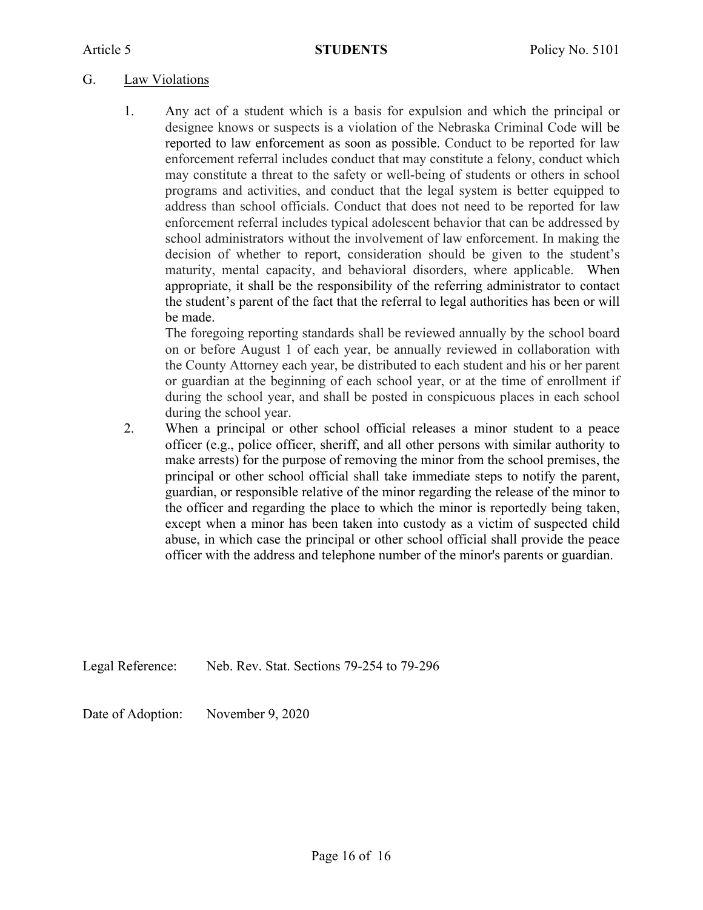G. Law Violations

1. Any act of a student which is a basis for expulsion and which the principal or designee knows or suspects is a violation of the Nebraska Criminal Code will be reported to law enforcement as soon as possible. Conduct to be reported for law enforcement referral includes conduct that may constitute a felony, conduct which may constitute a threat to the safety or well-being of students or others in school programs and activities, and conduct that the legal system is better equipped to address than school officials. Conduct that does not need to be reported for law enforcement referral includes typical adolescent behavior that can be addressed by school administrators without the involvement of law enforcement. In making the decision of whether to report, consideration should be given to the student's maturity, mental capacity, and behavioral disorders, where applicable. When appropriate, it shall be the responsibility of the referring administrator to contact the student's parent of the fact that the referral to legal authorities has been or will be made.

   The foregoing reporting standards shall be reviewed annually by the school board on or before August 1 of each year, be annually reviewed in collaboration with the County Attorney each year, be distributed to each student and his or her parent or guardian at the beginning of each school year, or at the time of enrollment if during the school year, and shall be posted in conspicuous places in each school during the school year.

2. When a principal or other school official releases a minor student to a peace officer (e.g., police officer, sheriff, and all other persons with similar authority to make arrests) for the purpose of removing the minor from the school premises, the principal or other school official shall take immediate steps to notify the parent, guardian, or responsible relative of the minor regarding the release of the minor to the officer and regarding the place to which the minor is reportedly being taken, except when a minor has been taken into custody as a victim of suspected child abuse, in which case the principal or other school official shall provide the peace officer with the address and telephone number of the minor's parents or guardian.

Legal Reference: Neb. Rev. Stat. Sections 79-254 to 79-296

Date of Adoption: November 9, 2020